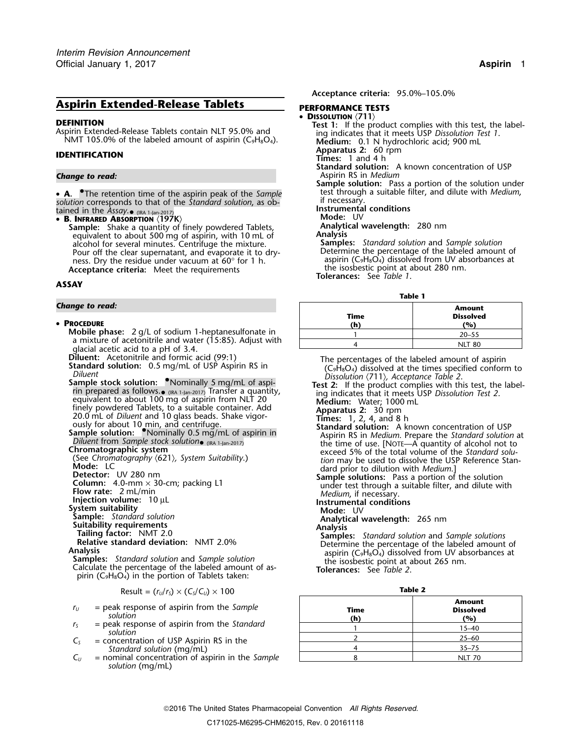# Aspirin Extended-Release Tablets

## DEFINITION

Aspirin Extended-Release Tablets contain NLT 95.0% and NMT 105.0% of the labeled amount of aspirin ($C_9H_8O_4$).

## IDENTIFICATION

*Change to read:*

- **A.** •The retention time of the aspirin peak of the *Sample solution* corresponds to that of the *Standard solution*, as obtained in the *Assay*.• (IRA 1-Jan-2017)
- **B. Infrared Absorption** ⟨197K⟩
  
  **Sample:** Shake a quantity of finely powdered Tablets, equivalent to about 500 mg of aspirin, with 10 mL of alcohol for several minutes. Centrifuge the mixture. Pour off the clear supernatant, and evaporate it to dryness. Dry the residue under vacuum at 60° for 1 h.
  
  **Acceptance criteria:** Meet the requirements

## ASSAY

*Change to read:*

- **Procedure**
  
  **Mobile phase:** 2 g/L of sodium 1-heptanesulfonate in a mixture of acetonitrile and water (15:85). Adjust with glacial acetic acid to a pH of 3.4.
  
  **Diluent:** Acetonitrile and formic acid (99:1)
  
  **Standard solution:** 0.5 mg/mL of USP Aspirin RS in *Diluent*
  
  **Sample stock solution:** •Nominally 5 mg/mL of aspirin prepared as follows.• (IRA 1-Jan-2017) Transfer a quantity, equivalent to about 100 mg of aspirin from NLT 20 finely powdered Tablets, to a suitable container. Add 20.0 mL of *Diluent* and 10 glass beads. Shake vigorously for about 10 min, and centrifuge.
  
  **Sample solution:** •Nominally 0.5 mg/mL of aspirin in *Diluent* from *Sample stock solution*• (IRA 1-Jan-2017)
  
  **Chromatographic system**
  
  (See *Chromatography* ⟨621⟩*, System Suitability*.)
  
  **Mode:** LC
  
  **Detector:** UV 280 nm
  
  **Column:** 4.0-mm × 30-cm; packing L1
  
  **Flow rate:** 2 mL/min
  
  **Injection volume:** 10 µL
  
  **System suitability**
  
  **Sample:** *Standard solution*
  
  **Suitability requirements**
  
  **Tailing factor:** NMT 2.0
  
  **Relative standard deviation:** NMT 2.0%
  
  **Analysis**
  
  **Samples:** *Standard solution* and *Sample solution*
  
  Calculate the percentage of the labeled amount of aspirin ($C_9H_8O_4$) in the portion of Tablets taken:
  
  $$\text{Result} = (r_U/r_S) \times (C_S/C_U) \times 100$$
  
  $r_U$ = peak response of aspirin from the *Sample solution*
  
  $r_S$ = peak response of aspirin from the *Standard solution*
  
  $C_S$ = concentration of USP Aspirin RS in the *Standard solution* (mg/mL)
  
  $C_U$ = nominal concentration of aspirin in the *Sample solution* (mg/mL)
  
  **Acceptance criteria:** 95.0%–105.0%

## PERFORMANCE TESTS

- **Dissolution** ⟨711⟩
  
  **Test 1:** If the product complies with this test, the labeling indicates that it meets USP *Dissolution Test 1*.
  
  **Medium:** 0.1 N hydrochloric acid; 900 mL
  
  **Apparatus 2:** 60 rpm
  
  **Times:** 1 and 4 h
  
  **Standard solution:** A known concentration of USP Aspirin RS in *Medium*
  
  **Sample solution:** Pass a portion of the solution under test through a suitable filter, and dilute with *Medium*, if necessary.
  
  **Instrumental conditions**
  
  **Mode:** UV
  
  **Analytical wavelength:** 280 nm
  
  **Analysis**
  
  **Samples:** *Standard solution* and *Sample solution*
  
  Determine the percentage of the labeled amount of aspirin ($C_9H_8O_4$) dissolved from UV absorbances at the isosbestic point at about 280 nm.
  
  **Tolerances:** See *Table 1*.

**Table 1**

| Time (h) | Amount Dissolved (%) |
|---|---|
| 1 | 20–55 |
| 4 | NLT 80 |

The percentages of the labeled amount of aspirin ($C_9H_8O_4$) dissolved at the times specified conform to *Dissolution* ⟨711⟩*, Acceptance Table 2*.

**Test 2:** If the product complies with this test, the labeling indicates that it meets USP *Dissolution Test 2*.

**Medium:** Water; 1000 mL

**Apparatus 2:** 30 rpm

**Times:** 1, 2, 4, and 8 h

**Standard solution:** A known concentration of USP Aspirin RS in *Medium*. Prepare the *Standard solution* at the time of use. [Note—A quantity of alcohol not to exceed 5% of the total volume of the *Standard solution* may be used to dissolve the USP Reference Standard prior to dilution with *Medium*.]

**Sample solutions:** Pass a portion of the solution under test through a suitable filter, and dilute with *Medium*, if necessary.

**Instrumental conditions**

**Mode:** UV

**Analytical wavelength:** 265 nm

**Analysis**

**Samples:** *Standard solution* and *Sample solutions*

Determine the percentage of the labeled amount of aspirin ($C_9H_8O_4$) dissolved from UV absorbances at the isosbestic point at about 265 nm.

**Tolerances:** See *Table 2*.

**Table 2**

| Time (h) | Amount Dissolved (%) |
|---|---|
| 1 | 15–40 |
| 2 | 25–60 |
| 4 | 35–75 |
| 8 | NLT 70 |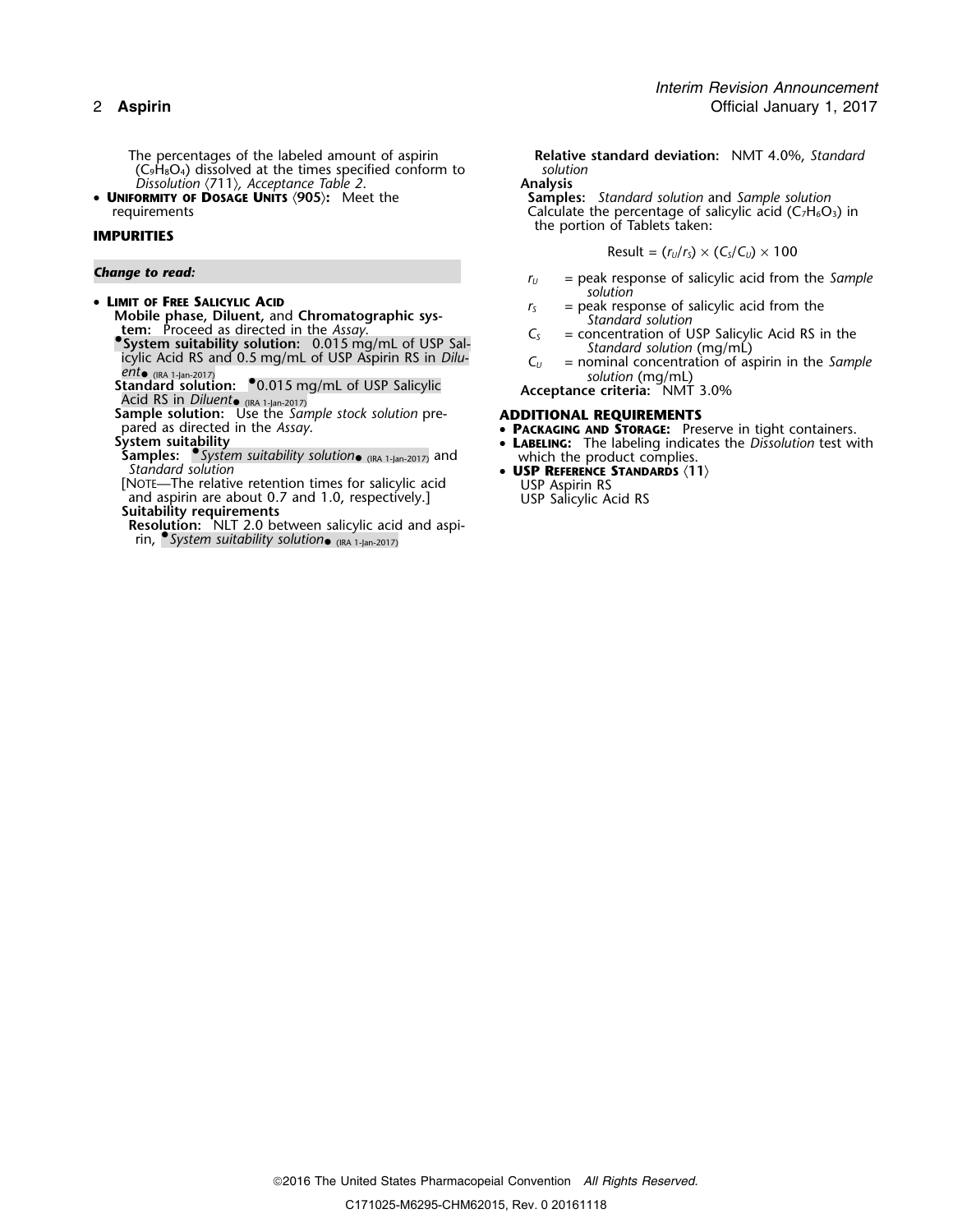The percentages of the labeled amount of aspirin ($C_9H_8O_4$) dissolved at the times specified conform to *Dissolution* ⟨711⟩, *Acceptance Table 2*.

- **Uniformity of Dosage Units** ⟨905⟩**:** Meet the requirements

## IMPURITIES

***Change to read:***

- **Limit of Free Salicylic Acid**

  **Mobile phase, Diluent,** and **Chromatographic system:** Proceed as directed in the *Assay*.

  •**System suitability solution:** 0.015 mg/mL of USP Salicylic Acid RS and 0.5 mg/mL of USP Aspirin RS in *Diluent*• (IRA 1-Jan-2017)

  **Standard solution:** •0.015 mg/mL of USP Salicylic Acid RS in *Diluent*• (IRA 1-Jan-2017)

  **Sample solution:** Use the *Sample stock solution* prepared as directed in the *Assay*.

  **System suitability**

  **Samples:** •*System suitability solution*• (IRA 1-Jan-2017) and *Standard solution*

  [Note—The relative retention times for salicylic acid and aspirin are about 0.7 and 1.0, respectively.]

  **Suitability requirements**

  **Resolution:** NLT 2.0 between salicylic acid and aspirin, •*System suitability solution*• (IRA 1-Jan-2017)

  **Relative standard deviation:** NMT 4.0%, *Standard solution*

  **Analysis**

  **Samples:** *Standard solution* and *Sample solution*

  Calculate the percentage of salicylic acid ($C_7H_6O_3$) in the portion of Tablets taken:

  $$\text{Result} = (r_U/r_S) \times (C_S/C_U) \times 100$$

  $r_U$ = peak response of salicylic acid from the *Sample solution*

  $r_S$ = peak response of salicylic acid from the *Standard solution*

  $C_S$ = concentration of USP Salicylic Acid RS in the *Standard solution* (mg/mL)

  $C_U$ = nominal concentration of aspirin in the *Sample solution* (mg/mL)

  **Acceptance criteria:** NMT 3.0%

## ADDITIONAL REQUIREMENTS

- **Packaging and Storage:** Preserve in tight containers.
- **Labeling:** The labeling indicates the *Dissolution* test with which the product complies.
- **USP Reference Standards** ⟨11⟩

  USP Aspirin RS

  USP Salicylic Acid RS